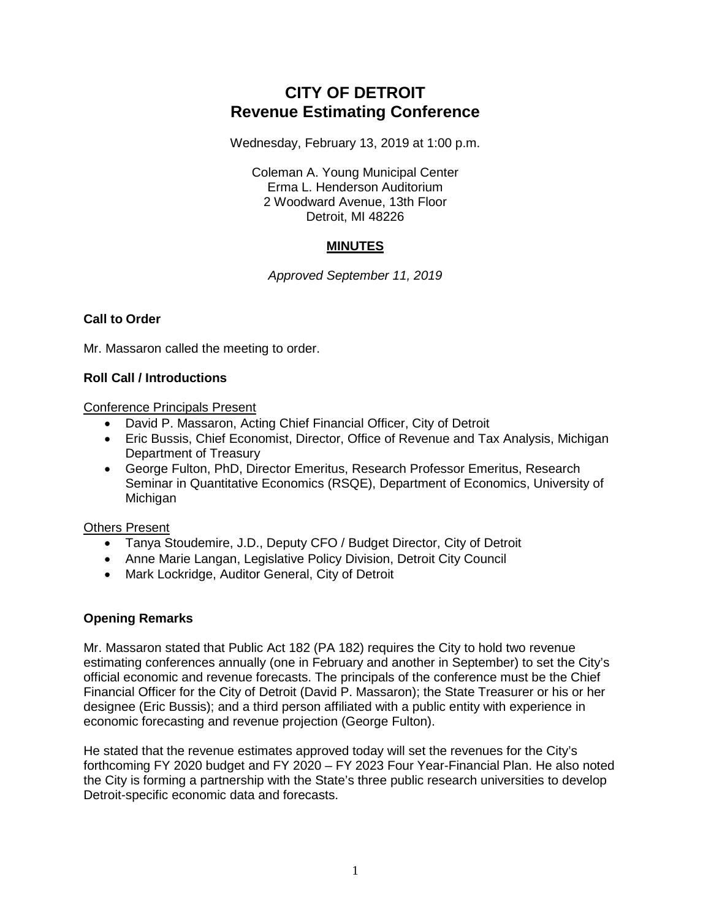# CITY OF DETROIT
# Revenue Estimating Conference

Wednesday, February 13, 2019 at 1:00 p.m.

Coleman A. Young Municipal Center
Erma L. Henderson Auditorium
2 Woodward Avenue, 13th Floor
Detroit, MI 48226

**MINUTES**

*Approved September 11, 2019*

**Call to Order**

Mr. Massaron called the meeting to order.

**Roll Call / Introductions**

Conference Principals Present

- David P. Massaron, Acting Chief Financial Officer, City of Detroit
- Eric Bussis, Chief Economist, Director, Office of Revenue and Tax Analysis, Michigan Department of Treasury
- George Fulton, PhD, Director Emeritus, Research Professor Emeritus, Research Seminar in Quantitative Economics (RSQE), Department of Economics, University of Michigan

Others Present

- Tanya Stoudemire, J.D., Deputy CFO / Budget Director, City of Detroit
- Anne Marie Langan, Legislative Policy Division, Detroit City Council
- Mark Lockridge, Auditor General, City of Detroit

**Opening Remarks**

Mr. Massaron stated that Public Act 182 (PA 182) requires the City to hold two revenue estimating conferences annually (one in February and another in September) to set the City's official economic and revenue forecasts. The principals of the conference must be the Chief Financial Officer for the City of Detroit (David P. Massaron); the State Treasurer or his or her designee (Eric Bussis); and a third person affiliated with a public entity with experience in economic forecasting and revenue projection (George Fulton).

He stated that the revenue estimates approved today will set the revenues for the City's forthcoming FY 2020 budget and FY 2020 – FY 2023 Four Year-Financial Plan. He also noted the City is forming a partnership with the State's three public research universities to develop Detroit-specific economic data and forecasts.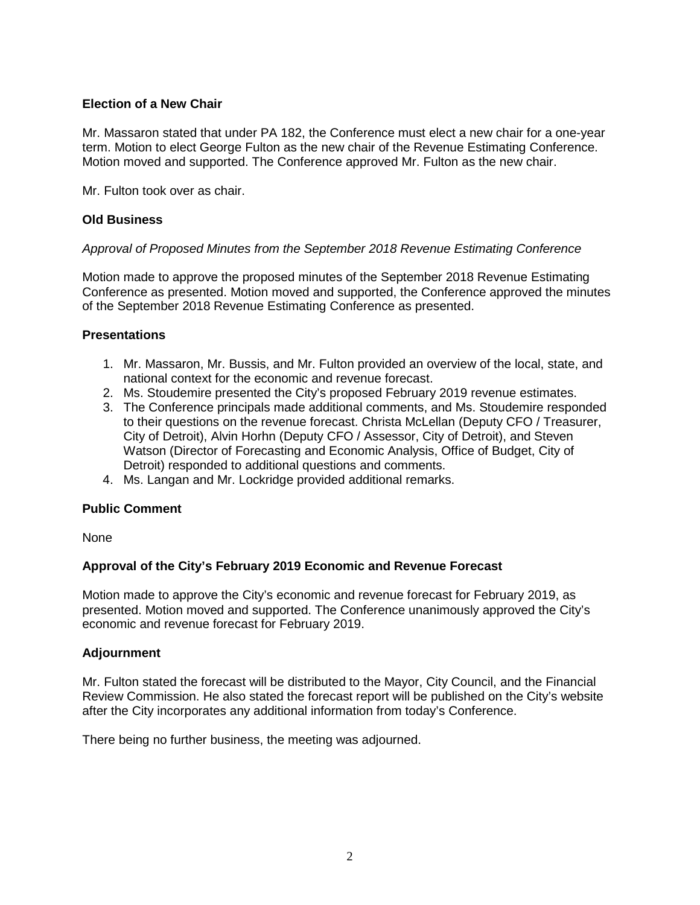### Election of a New Chair

Mr. Massaron stated that under PA 182, the Conference must elect a new chair for a one-year term. Motion to elect George Fulton as the new chair of the Revenue Estimating Conference. Motion moved and supported. The Conference approved Mr. Fulton as the new chair.

Mr. Fulton took over as chair.

### Old Business

*Approval of Proposed Minutes from the September 2018 Revenue Estimating Conference*

Motion made to approve the proposed minutes of the September 2018 Revenue Estimating Conference as presented. Motion moved and supported, the Conference approved the minutes of the September 2018 Revenue Estimating Conference as presented.

### Presentations

1. Mr. Massaron, Mr. Bussis, and Mr. Fulton provided an overview of the local, state, and national context for the economic and revenue forecast.
2. Ms. Stoudemire presented the City's proposed February 2019 revenue estimates.
3. The Conference principals made additional comments, and Ms. Stoudemire responded to their questions on the revenue forecast. Christa McLellan (Deputy CFO / Treasurer, City of Detroit), Alvin Horhn (Deputy CFO / Assessor, City of Detroit), and Steven Watson (Director of Forecasting and Economic Analysis, Office of Budget, City of Detroit) responded to additional questions and comments.
4. Ms. Langan and Mr. Lockridge provided additional remarks.

### Public Comment

None

### Approval of the City's February 2019 Economic and Revenue Forecast

Motion made to approve the City's economic and revenue forecast for February 2019, as presented. Motion moved and supported. The Conference unanimously approved the City's economic and revenue forecast for February 2019.

### Adjournment

Mr. Fulton stated the forecast will be distributed to the Mayor, City Council, and the Financial Review Commission. He also stated the forecast report will be published on the City's website after the City incorporates any additional information from today's Conference.

There being no further business, the meeting was adjourned.